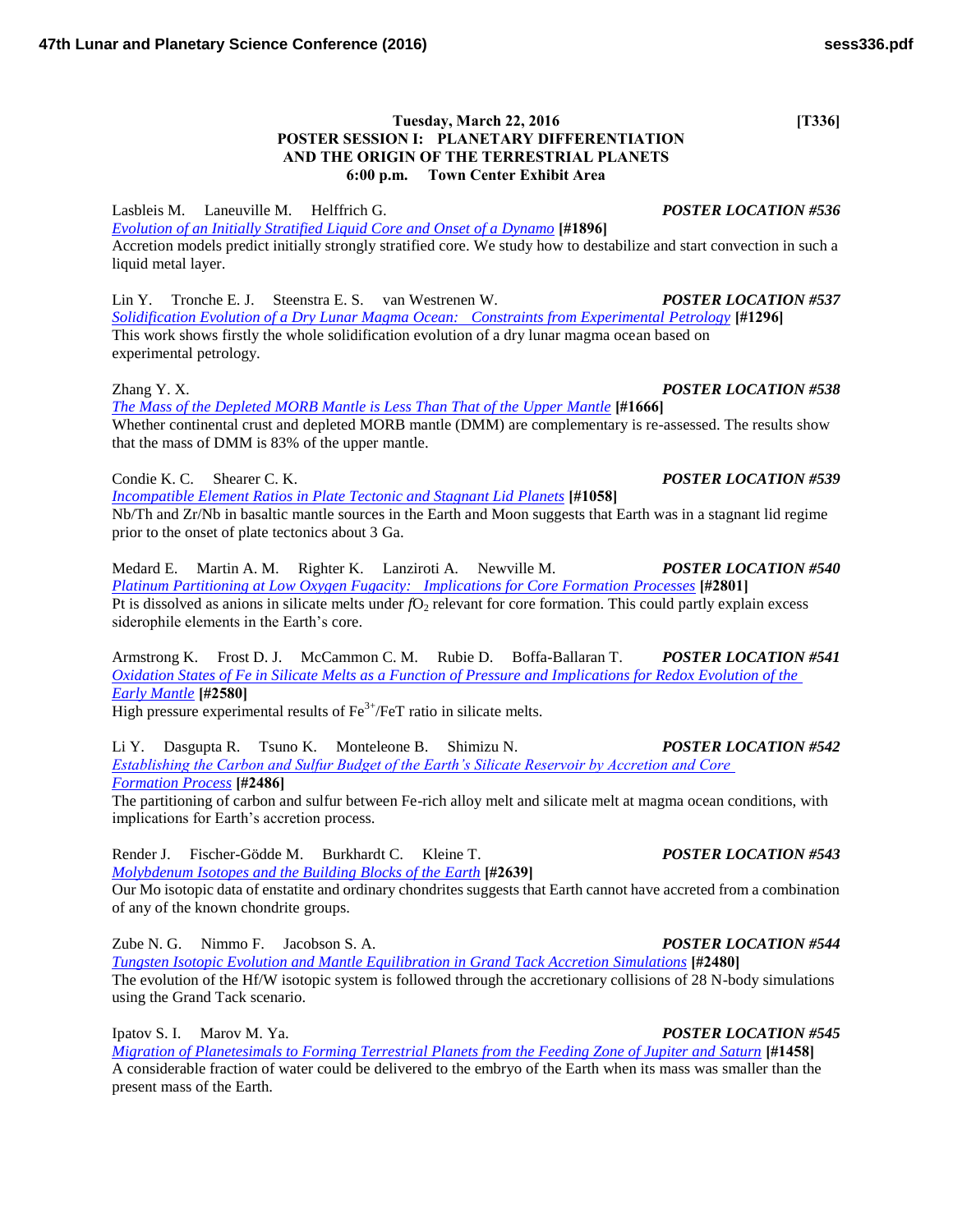**Tuesday, March 22, 2016 [T336]**

**POSTER SESSION I: PLANETARY DIFFERENTIATION AND THE ORIGIN OF THE TERRESTRIAL PLANETS**

**6:00 p.m. Town Center Exhibit Area**

Lasbleis M. Laneuville M. Helffrich G. ***POSTER LOCATION #536***

*Evolution of an Initially Stratified Liquid Core and Onset of a Dynamo* **[#1896]**

Accretion models predict initially strongly stratified core. We study how to destabilize and start convection in such a liquid metal layer.

Lin Y. Tronche E. J. Steenstra E. S. van Westrenen W. ***POSTER LOCATION #537***

*Solidification Evolution of a Dry Lunar Magma Ocean: Constraints from Experimental Petrology* **[#1296]**

This work shows firstly the whole solidification evolution of a dry lunar magma ocean based on experimental petrology.

Zhang Y. X. ***POSTER LOCATION #538***

*The Mass of the Depleted MORB Mantle is Less Than That of the Upper Mantle* **[#1666]**

Whether continental crust and depleted MORB mantle (DMM) are complementary is re-assessed. The results show that the mass of DMM is 83% of the upper mantle.

Condie K. C. Shearer C. K. ***POSTER LOCATION #539***

*Incompatible Element Ratios in Plate Tectonic and Stagnant Lid Planets* **[#1058]**

Nb/Th and Zr/Nb in basaltic mantle sources in the Earth and Moon suggests that Earth was in a stagnant lid regime prior to the onset of plate tectonics about 3 Ga.

Medard E. Martin A. M. Righter K. Lanziroti A. Newville M. ***POSTER LOCATION #540***

*Platinum Partitioning at Low Oxygen Fugacity: Implications for Core Formation Processes* **[#2801]**

Pt is dissolved as anions in silicate melts under $fO_2$ relevant for core formation. This could partly explain excess siderophile elements in the Earth's core.

Armstrong K. Frost D. J. McCammon C. M. Rubie D. Boffa-Ballaran T. ***POSTER LOCATION #541***

*Oxidation States of Fe in Silicate Melts as a Function of Pressure and Implications for Redox Evolution of the Early Mantle* **[#2580]**

High pressure experimental results of $Fe^{3+}$/FeT ratio in silicate melts.

Li Y. Dasgupta R. Tsuno K. Monteleone B. Shimizu N. ***POSTER LOCATION #542***

*Establishing the Carbon and Sulfur Budget of the Earth's Silicate Reservoir by Accretion and Core Formation Process* **[#2486]**

The partitioning of carbon and sulfur between Fe-rich alloy melt and silicate melt at magma ocean conditions, with implications for Earth's accretion process.

Render J. Fischer-Gödde M. Burkhardt C. Kleine T. ***POSTER LOCATION #543***

*Molybdenum Isotopes and the Building Blocks of the Earth* **[#2639]**

Our Mo isotopic data of enstatite and ordinary chondrites suggests that Earth cannot have accreted from a combination of any of the known chondrite groups.

Zube N. G. Nimmo F. Jacobson S. A. ***POSTER LOCATION #544***

*Tungsten Isotopic Evolution and Mantle Equilibration in Grand Tack Accretion Simulations* **[#2480]**

The evolution of the Hf/W isotopic system is followed through the accretionary collisions of 28 N-body simulations using the Grand Tack scenario.

Ipatov S. I. Marov M. Ya. ***POSTER LOCATION #545***

*Migration of Planetesimals to Forming Terrestrial Planets from the Feeding Zone of Jupiter and Saturn* **[#1458]**

A considerable fraction of water could be delivered to the embryo of the Earth when its mass was smaller than the present mass of the Earth.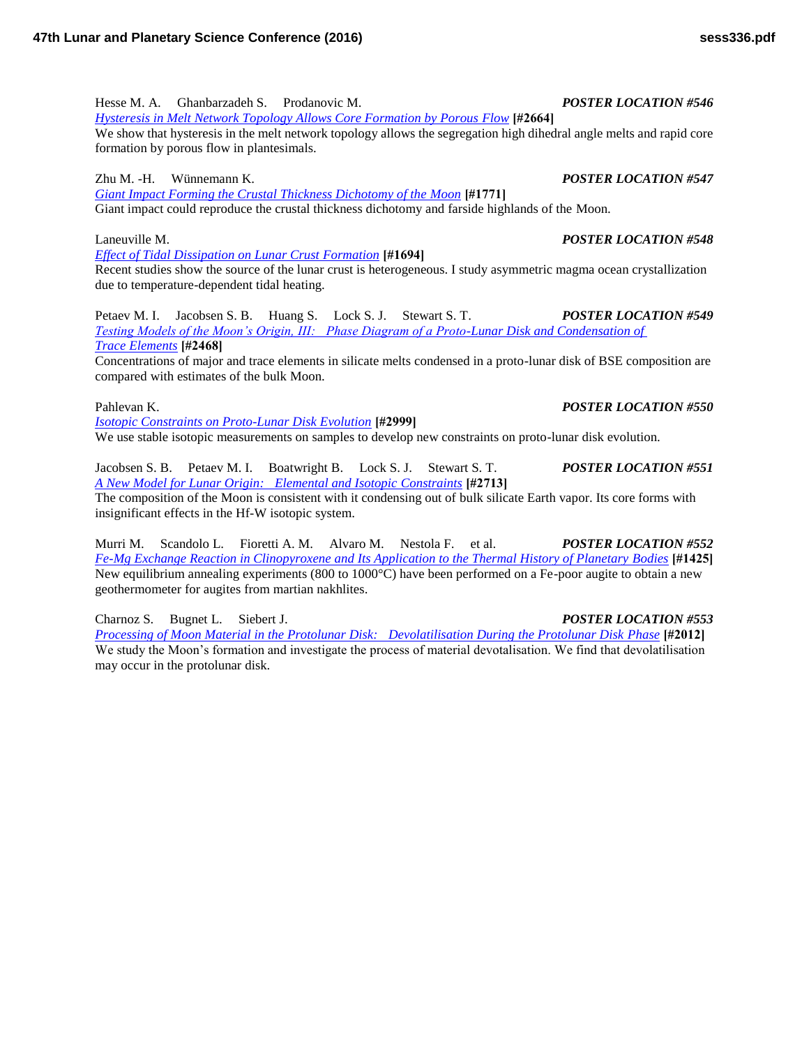Hesse M. A. Ghanbarzadeh S. Prodanovic M. ***POSTER LOCATION #546***
*Hysteresis in Melt Network Topology Allows Core Formation by Porous Flow* **[#2664]**
We show that hysteresis in the melt network topology allows the segregation high dihedral angle melts and rapid core formation by porous flow in plantesimals.

Zhu M. -H. Wünnemann K. ***POSTER LOCATION #547***
*Giant Impact Forming the Crustal Thickness Dichotomy of the Moon* **[#1771]**
Giant impact could reproduce the crustal thickness dichotomy and farside highlands of the Moon.

Laneuville M. ***POSTER LOCATION #548***
*Effect of Tidal Dissipation on Lunar Crust Formation* **[#1694]**
Recent studies show the source of the lunar crust is heterogeneous. I study asymmetric magma ocean crystallization due to temperature-dependent tidal heating.

Petaev M. I. Jacobsen S. B. Huang S. Lock S. J. Stewart S. T. ***POSTER LOCATION #549***
*Testing Models of the Moon's Origin, III: Phase Diagram of a Proto-Lunar Disk and Condensation of Trace Elements* **[#2468]**
Concentrations of major and trace elements in silicate melts condensed in a proto-lunar disk of BSE composition are compared with estimates of the bulk Moon.

Pahlevan K. ***POSTER LOCATION #550***
*Isotopic Constraints on Proto-Lunar Disk Evolution* **[#2999]**
We use stable isotopic measurements on samples to develop new constraints on proto-lunar disk evolution.

Jacobsen S. B. Petaev M. I. Boatwright B. Lock S. J. Stewart S. T. ***POSTER LOCATION #551***
*A New Model for Lunar Origin: Elemental and Isotopic Constraints* **[#2713]**
The composition of the Moon is consistent with it condensing out of bulk silicate Earth vapor. Its core forms with insignificant effects in the Hf-W isotopic system.

Murri M. Scandolo L. Fioretti A. M. Alvaro M. Nestola F. et al. ***POSTER LOCATION #552***
*Fe-Mg Exchange Reaction in Clinopyroxene and Its Application to the Thermal History of Planetary Bodies* **[#1425]**
New equilibrium annealing experiments (800 to 1000°C) have been performed on a Fe-poor augite to obtain a new geothermometer for augites from martian nakhlites.

Charnoz S. Bugnet L. Siebert J. ***POSTER LOCATION #553***
*Processing of Moon Material in the Protolunar Disk: Devolatilisation During the Protolunar Disk Phase* **[#2012]**
We study the Moon's formation and investigate the process of material devotalisation. We find that devolatilisation may occur in the protolunar disk.